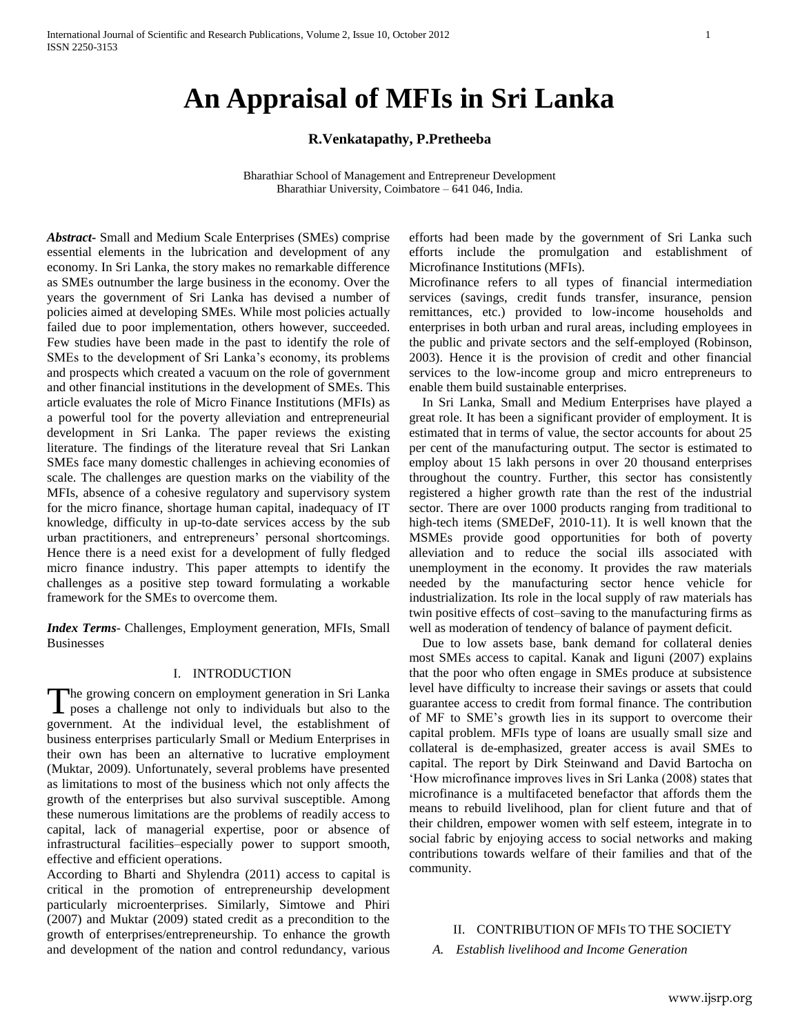# An Appraisal of MFIs in Sri Lanka

**R.Venkatapathy, P.Pretheeba**

Bharathiar School of Management and Entrepreneur Development
Bharathiar University, Coimbatore – 641 046, India.

***Abstract-*** Small and Medium Scale Enterprises (SMEs) comprise essential elements in the lubrication and development of any economy. In Sri Lanka, the story makes no remarkable difference as SMEs outnumber the large business in the economy. Over the years the government of Sri Lanka has devised a number of policies aimed at developing SMEs. While most policies actually failed due to poor implementation, others however, succeeded. Few studies have been made in the past to identify the role of SMEs to the development of Sri Lanka's economy, its problems and prospects which created a vacuum on the role of government and other financial institutions in the development of SMEs. This article evaluates the role of Micro Finance Institutions (MFIs) as a powerful tool for the poverty alleviation and entrepreneurial development in Sri Lanka. The paper reviews the existing literature. The findings of the literature reveal that Sri Lankan SMEs face many domestic challenges in achieving economies of scale. The challenges are question marks on the viability of the MFIs, absence of a cohesive regulatory and supervisory system for the micro finance, shortage human capital, inadequacy of IT knowledge, difficulty in up-to-date services access by the sub urban practitioners, and entrepreneurs' personal shortcomings. Hence there is a need exist for a development of fully fledged micro finance industry. This paper attempts to identify the challenges as a positive step toward formulating a workable framework for the SMEs to overcome them.

***Index Terms*-** Challenges, Employment generation, MFIs, Small Businesses

## I. Introduction

The growing concern on employment generation in Sri Lanka poses a challenge not only to individuals but also to the government. At the individual level, the establishment of business enterprises particularly Small or Medium Enterprises in their own has been an alternative to lucrative employment (Muktar, 2009). Unfortunately, several problems have presented as limitations to most of the business which not only affects the growth of the enterprises but also survival susceptible. Among these numerous limitations are the problems of readily access to capital, lack of managerial expertise, poor or absence of infrastructural facilities–especially power to support smooth, effective and efficient operations.

According to Bharti and Shylendra (2011) access to capital is critical in the promotion of entrepreneurship development particularly microenterprises. Similarly, Simtowe and Phiri (2007) and Muktar (2009) stated credit as a precondition to the growth of enterprises/entrepreneurship. To enhance the growth and development of the nation and control redundancy, various efforts had been made by the government of Sri Lanka such efforts include the promulgation and establishment of Microfinance Institutions (MFIs).

Microfinance refers to all types of financial intermediation services (savings, credit funds transfer, insurance, pension remittances, etc.) provided to low-income households and enterprises in both urban and rural areas, including employees in the public and private sectors and the self-employed (Robinson, 2003). Hence it is the provision of credit and other financial services to the low-income group and micro entrepreneurs to enable them build sustainable enterprises.

In Sri Lanka, Small and Medium Enterprises have played a great role. It has been a significant provider of employment. It is estimated that in terms of value, the sector accounts for about 25 per cent of the manufacturing output. The sector is estimated to employ about 15 lakh persons in over 20 thousand enterprises throughout the country. Further, this sector has consistently registered a higher growth rate than the rest of the industrial sector. There are over 1000 products ranging from traditional to high-tech items (SMEDeF, 2010-11). It is well known that the MSMEs provide good opportunities for both of poverty alleviation and to reduce the social ills associated with unemployment in the economy. It provides the raw materials needed by the manufacturing sector hence vehicle for industrialization. Its role in the local supply of raw materials has twin positive effects of cost–saving to the manufacturing firms as well as moderation of tendency of balance of payment deficit.

Due to low assets base, bank demand for collateral denies most SMEs access to capital. Kanak and Iiguni (2007) explains that the poor who often engage in SMEs produce at subsistence level have difficulty to increase their savings or assets that could guarantee access to credit from formal finance. The contribution of MF to SME's growth lies in its support to overcome their capital problem. MFIs type of loans are usually small size and collateral is de-emphasized, greater access is avail SMEs to capital. The report by Dirk Steinwand and David Bartocha on 'How microfinance improves lives in Sri Lanka (2008) states that microfinance is a multifaceted benefactor that affords them the means to rebuild livelihood, plan for client future and that of their children, empower women with self esteem, integrate in to social fabric by enjoying access to social networks and making contributions towards welfare of their families and that of the community.

## II. Contribution of MFIs to the Society

### *A. Establish livelihood and Income Generation*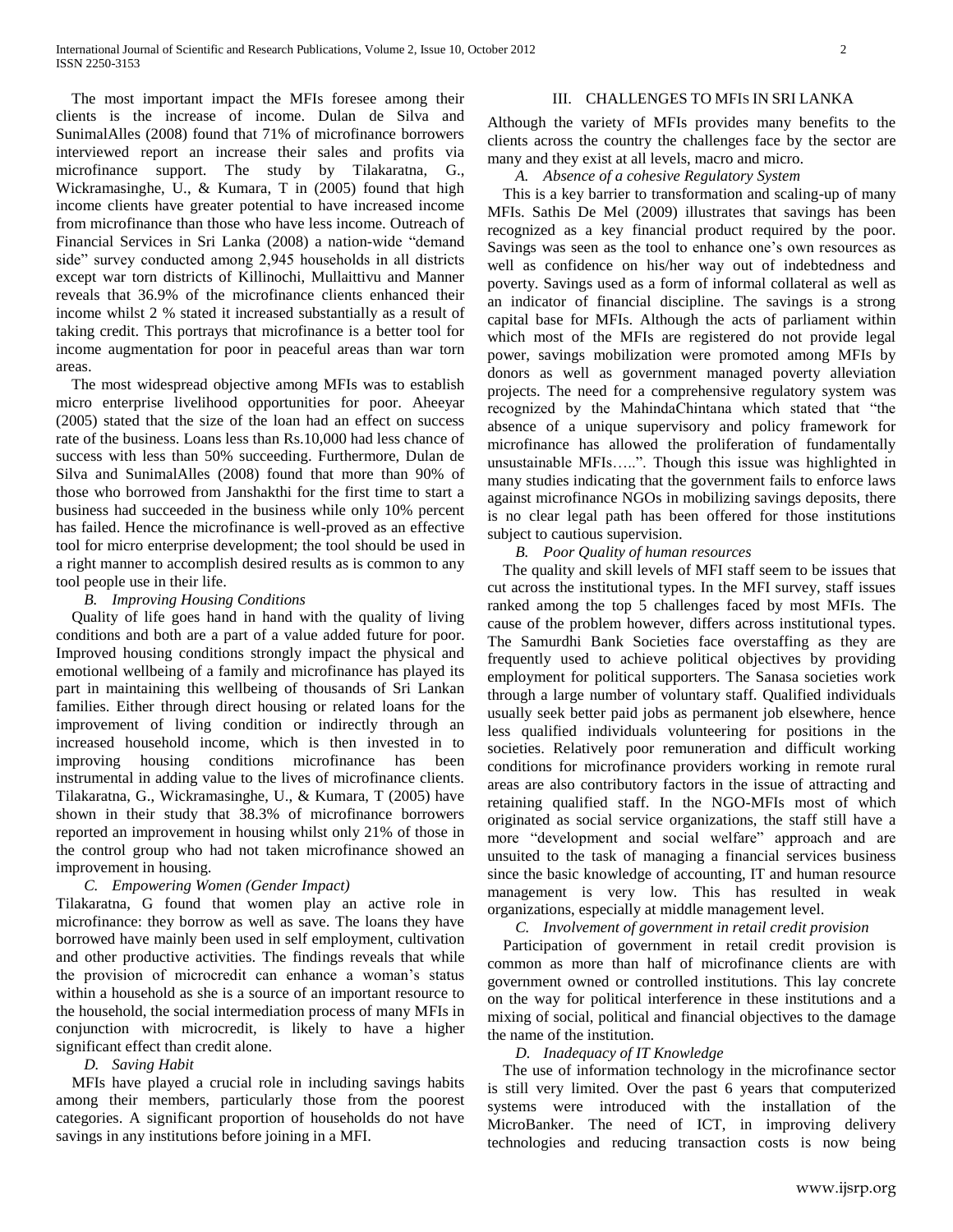The most important impact the MFIs foresee among their clients is the increase of income. Dulan de Silva and SunimalAlles (2008) found that 71% of microfinance borrowers interviewed report an increase their sales and profits via microfinance support. The study by Tilakaratna, G., Wickramasinghe, U., & Kumara, T in (2005) found that high income clients have greater potential to have increased income from microfinance than those who have less income. Outreach of Financial Services in Sri Lanka (2008) a nation-wide "demand side" survey conducted among 2,945 households in all districts except war torn districts of Killinochi, Mullaittivu and Manner reveals that 36.9% of the microfinance clients enhanced their income whilst 2 % stated it increased substantially as a result of taking credit. This portrays that microfinance is a better tool for income augmentation for poor in peaceful areas than war torn areas.

The most widespread objective among MFIs was to establish micro enterprise livelihood opportunities for poor. Aheeyar (2005) stated that the size of the loan had an effect on success rate of the business. Loans less than Rs.10,000 had less chance of success with less than 50% succeeding. Furthermore, Dulan de Silva and SunimalAlles (2008) found that more than 90% of those who borrowed from Janshakthi for the first time to start a business had succeeded in the business while only 10% percent has failed. Hence the microfinance is well-proved as an effective tool for micro enterprise development; the tool should be used in a right manner to accomplish desired results as is common to any tool people use in their life.

### *B. Improving Housing Conditions*

Quality of life goes hand in hand with the quality of living conditions and both are a part of a value added future for poor. Improved housing conditions strongly impact the physical and emotional wellbeing of a family and microfinance has played its part in maintaining this wellbeing of thousands of Sri Lankan families. Either through direct housing or related loans for the improvement of living condition or indirectly through an increased household income, which is then invested in to improving housing conditions microfinance has been instrumental in adding value to the lives of microfinance clients. Tilakaratna, G., Wickramasinghe, U., & Kumara, T (2005) have shown in their study that 38.3% of microfinance borrowers reported an improvement in housing whilst only 21% of those in the control group who had not taken microfinance showed an improvement in housing.

### *C. Empowering Women (Gender Impact)*

Tilakaratna, G found that women play an active role in microfinance: they borrow as well as save. The loans they have borrowed have mainly been used in self employment, cultivation and other productive activities. The findings reveals that while the provision of microcredit can enhance a woman's status within a household as she is a source of an important resource to the household, the social intermediation process of many MFIs in conjunction with microcredit, is likely to have a higher significant effect than credit alone.

### *D. Saving Habit*

MFIs have played a crucial role in including savings habits among their members, particularly those from the poorest categories. A significant proportion of households do not have savings in any institutions before joining in a MFI.

## III. CHALLENGES TO MFIs IN SRI LANKA

Although the variety of MFIs provides many benefits to the clients across the country the challenges face by the sector are many and they exist at all levels, macro and micro.

### *A. Absence of a cohesive Regulatory System*

This is a key barrier to transformation and scaling-up of many MFIs. Sathis De Mel (2009) illustrates that savings has been recognized as a key financial product required by the poor. Savings was seen as the tool to enhance one's own resources as well as confidence on his/her way out of indebtedness and poverty. Savings used as a form of informal collateral as well as an indicator of financial discipline. The savings is a strong capital base for MFIs. Although the acts of parliament within which most of the MFIs are registered do not provide legal power, savings mobilization were promoted among MFIs by donors as well as government managed poverty alleviation projects. The need for a comprehensive regulatory system was recognized by the MahindaChintana which stated that "the absence of a unique supervisory and policy framework for microfinance has allowed the proliferation of fundamentally unsustainable MFIs…..". Though this issue was highlighted in many studies indicating that the government fails to enforce laws against microfinance NGOs in mobilizing savings deposits, there is no clear legal path has been offered for those institutions subject to cautious supervision.

### *B. Poor Quality of human resources*

The quality and skill levels of MFI staff seem to be issues that cut across the institutional types. In the MFI survey, staff issues ranked among the top 5 challenges faced by most MFIs. The cause of the problem however, differs across institutional types. The Samurdhi Bank Societies face overstaffing as they are frequently used to achieve political objectives by providing employment for political supporters. The Sanasa societies work through a large number of voluntary staff. Qualified individuals usually seek better paid jobs as permanent job elsewhere, hence less qualified individuals volunteering for positions in the societies. Relatively poor remuneration and difficult working conditions for microfinance providers working in remote rural areas are also contributory factors in the issue of attracting and retaining qualified staff. In the NGO-MFIs most of which originated as social service organizations, the staff still have a more "development and social welfare" approach and are unsuited to the task of managing a financial services business since the basic knowledge of accounting, IT and human resource management is very low. This has resulted in weak organizations, especially at middle management level.

### *C. Involvement of government in retail credit provision*

Participation of government in retail credit provision is common as more than half of microfinance clients are with government owned or controlled institutions. This lay concrete on the way for political interference in these institutions and a mixing of social, political and financial objectives to the damage the name of the institution.

### *D. Inadequacy of IT Knowledge*

The use of information technology in the microfinance sector is still very limited. Over the past 6 years that computerized systems were introduced with the installation of the MicroBanker. The need of ICT, in improving delivery technologies and reducing transaction costs is now being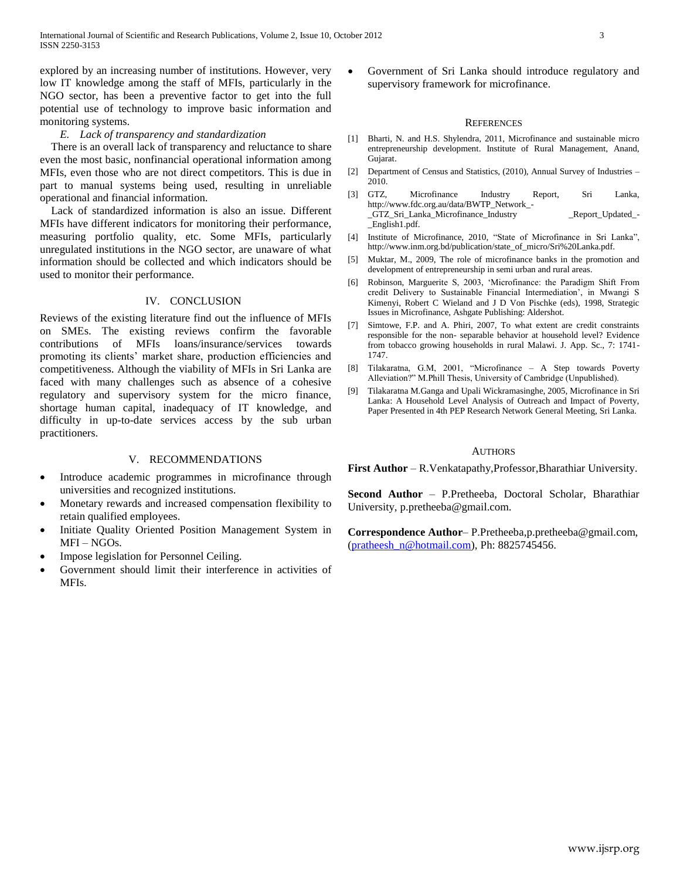explored by an increasing number of institutions. However, very low IT knowledge among the staff of MFIs, particularly in the NGO sector, has been a preventive factor to get into the full potential use of technology to improve basic information and monitoring systems.

*E. Lack of transparency and standardization*

There is an overall lack of transparency and reluctance to share even the most basic, nonfinancial operational information among MFIs, even those who are not direct competitors. This is due in part to manual systems being used, resulting in unreliable operational and financial information.

Lack of standardized information is also an issue. Different MFIs have different indicators for monitoring their performance, measuring portfolio quality, etc. Some MFIs, particularly unregulated institutions in the NGO sector, are unaware of what information should be collected and which indicators should be used to monitor their performance.

## IV. CONCLUSION

Reviews of the existing literature find out the influence of MFIs on SMEs. The existing reviews confirm the favorable contributions of MFIs loans/insurance/services towards promoting its clients' market share, production efficiencies and competitiveness. Although the viability of MFIs in Sri Lanka are faced with many challenges such as absence of a cohesive regulatory and supervisory system for the micro finance, shortage human capital, inadequacy of IT knowledge, and difficulty in up-to-date services access by the sub urban practitioners.

## V. RECOMMENDATIONS

- Introduce academic programmes in microfinance through universities and recognized institutions.
- Monetary rewards and increased compensation flexibility to retain qualified employees.
- Initiate Quality Oriented Position Management System in MFI – NGOs.
- Impose legislation for Personnel Ceiling.
- Government should limit their interference in activities of MFIs.
- Government of Sri Lanka should introduce regulatory and supervisory framework for microfinance.

## REFERENCES

[1] Bharti, N. and H.S. Shylendra, 2011, Microfinance and sustainable micro entrepreneurship development. Institute of Rural Management, Anand, Gujarat.

[2] Department of Census and Statistics, (2010), Annual Survey of Industries – 2010.

[3] GTZ, Microfinance Industry Report, Sri Lanka, http://www.fdc.org.au/data/BWTP_Network_-_GTZ_Sri_Lanka_Microfinance_Industry_Report_Updated_-_English1.pdf.

[4] Institute of Microfinance, 2010, "State of Microfinance in Sri Lanka", http://www.inm.org.bd/publication/state_of_micro/Sri%20Lanka.pdf.

[5] Muktar, M., 2009, The role of microfinance banks in the promotion and development of entrepreneurship in semi urban and rural areas.

[6] Robinson, Marguerite S, 2003, 'Microfinance: the Paradigm Shift From credit Delivery to Sustainable Financial Intermediation', in Mwangi S Kimenyi, Robert C Wieland and J D Von Pischke (eds), 1998, Strategic Issues in Microfinance, Ashgate Publishing: Aldershot.

[7] Simtowe, F.P. and A. Phiri, 2007, To what extent are credit constraints responsible for the non- separable behavior at household level? Evidence from tobacco growing households in rural Malawi. J. App. Sc., 7: 1741-1747.

[8] Tilakaratna, G.M, 2001, "Microfinance – A Step towards Poverty Alleviation?" M.Phill Thesis, University of Cambridge (Unpublished).

[9] Tilakaratna M.Ganga and Upali Wickramasinghe, 2005, Microfinance in Sri Lanka: A Household Level Analysis of Outreach and Impact of Poverty, Paper Presented in 4th PEP Research Network General Meeting, Sri Lanka.

## AUTHORS

**First Author** – R.Venkatapathy,Professor,Bharathiar University.

**Second Author** – P.Pretheeba, Doctoral Scholar, Bharathiar University, p.pretheeba@gmail.com.

**Correspondence Author**– P.Pretheeba,p.pretheeba@gmail.com, (pratheesh_n@hotmail.com), Ph: 8825745456.